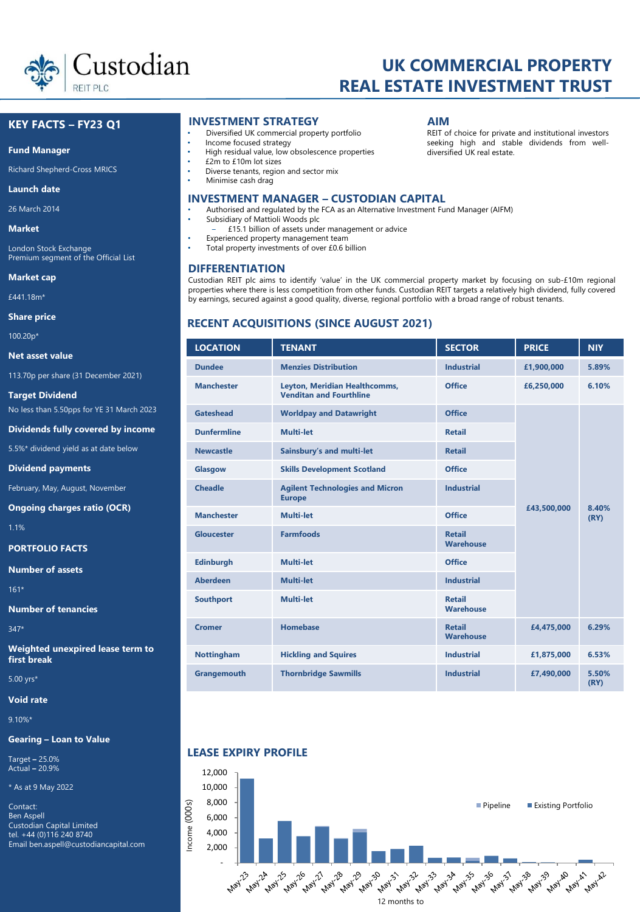Custodian REIT PLC

# UK COMMERCIAL PROPERTY REAL ESTATE INVESTMENT TRUST

## KEY FACTS – FY23 Q1

**Fund Manager**

Richard Shepherd-Cross MRICS

**Launch date**

26 March 2014

**Market**

London Stock Exchange
Premium segment of the Official List

**Market cap**

£441.18m*

**Share price**

100.20p*

**Net asset value**

113.70p per share (31 December 2021)

**Target Dividend**

No less than 5.50pps for YE 31 March 2023

**Dividends fully covered by income**

5.5%* dividend yield as at date below

**Dividend payments**

February, May, August, November

**Ongoing charges ratio (OCR)**

1.1%

**PORTFOLIO FACTS**

**Number of assets**

161*

**Number of tenancies**

347*

**Weighted unexpired lease term to first break**

5.00 yrs*

**Void rate**

9.10%*

**Gearing – Loan to Value**

Target – 25.0%
Actual – 20.9%

* As at 9 May 2022

Contact:
Ben Aspell
Custodian Capital Limited
tel. +44 (0)116 240 8740
Email ben.aspell@custodiancapital.com

## INVESTMENT STRATEGY

- Diversified UK commercial property portfolio
- Income focused strategy
- High residual value, low obsolescence properties
- £2m to £10m lot sizes
- Diverse tenants, region and sector mix
- Minimise cash drag

## AIM

REIT of choice for private and institutional investors seeking high and stable dividends from well-diversified UK real estate.

## INVESTMENT MANAGER – CUSTODIAN CAPITAL

- Authorised and regulated by the FCA as an Alternative Investment Fund Manager (AIFM)
- Subsidiary of Mattioli Woods plc
  - £15.1 billion of assets under management or advice
- Experienced property management team
- Total property investments of over £0.6 billion

## DIFFERENTIATION

Custodian REIT plc aims to identify 'value' in the UK commercial property market by focusing on sub-£10m regional properties where there is less competition from other funds. Custodian REIT targets a relatively high dividend, fully covered by earnings, secured against a good quality, diverse, regional portfolio with a broad range of robust tenants.

## RECENT ACQUISITIONS (SINCE AUGUST 2021)

| LOCATION | TENANT | SECTOR | PRICE | NIY |
|---|---|---|---|---|
| Dundee | Menzies Distribution | Industrial | £1,900,000 | 5.89% |
| Manchester | Leyton, Meridian Healthcomms, Venditan and Fourthline | Office | £6,250,000 | 6.10% |
| Gateshead | Worldpay and Datawright | Office | £43,500,000 | 8.40% (RY) |
| Dunfermline | Multi-let | Retail | | |
| Newcastle | Sainsbury's and multi-let | Retail | | |
| Glasgow | Skills Development Scotland | Office | | |
| Cheadle | Agilent Technologies and Micron Europe | Industrial | | |
| Manchester | Multi-let | Office | | |
| Gloucester | Farmfoods | Retail Warehouse | | |
| Edinburgh | Multi-let | Office | | |
| Aberdeen | Multi-let | Industrial | | |
| Southport | Multi-let | Retail Warehouse | | |
| Cromer | Homebase | Retail Warehouse | £4,475,000 | 6.29% |
| Nottingham | Hickling and Squires | Industrial | £1,875,000 | 6.53% |
| Grangemouth | Thornbridge Sawmills | Industrial | £7,490,000 | 5.50% (RY) |

## LEASE EXPIRY PROFILE

Income (000s) by 12 months to May-23 through May-42 — Pipeline / Existing Portfolio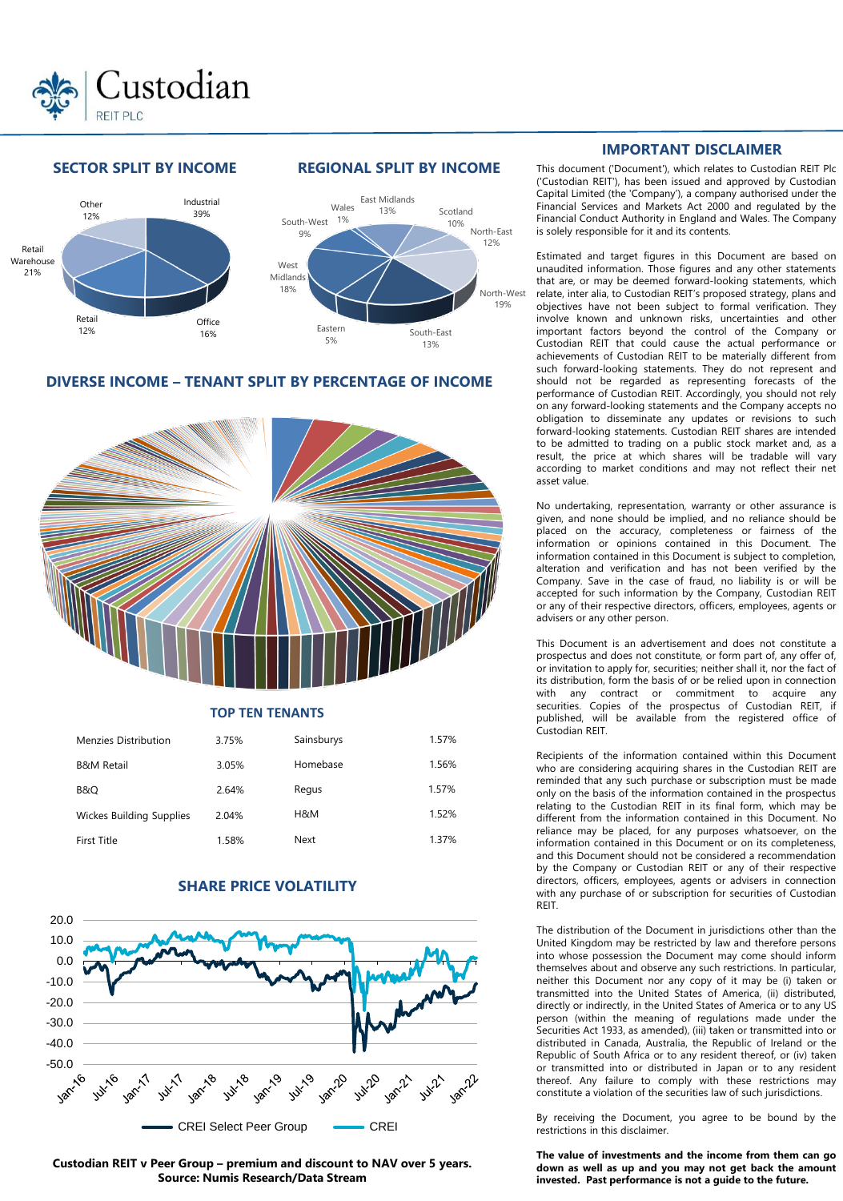Custodian REIT PLC

## SECTOR SPLIT BY INCOME

Industrial 39%
Office 16%
Retail 12%
Retail Warehouse 21%
Other 12%

## REGIONAL SPLIT BY INCOME

East Midlands 13%
Scotland 10%
North-East 12%
North-West 19%
South-East 13%
Eastern 5%
West Midlands 18%
South-West 9%
Wales 1%

## DIVERSE INCOME – TENANT SPLIT BY PERCENTAGE OF INCOME

## TOP TEN TENANTS

| | | | |
|---|---|---|---|
| Menzies Distribution | 3.75% | Sainsburys | 1.57% |
| B&M Retail | 3.05% | Homebase | 1.56% |
| B&Q | 2.64% | Regus | 1.57% |
| Wickes Building Supplies | 2.04% | H&M | 1.52% |
| First Title | 1.58% | Next | 1.37% |

## SHARE PRICE VOLATILITY

20.0
10.0
0.0
-10.0
-20.0
-30.0
-40.0
-50.0

Jan-16 Jul-16 Jan-17 Jul-17 Jan-18 Jul-18 Jan-19 Jul-19 Jan-20 Jul-20 Jan-21 Jul-21 Jan-22

CREI Select Peer Group — CREI

**Custodian REIT v Peer Group – premium and discount to NAV over 5 years. Source: Numis Research/Data Stream**

## IMPORTANT DISCLAIMER

This document ('Document'), which relates to Custodian REIT Plc ('Custodian REIT'), has been issued and approved by Custodian Capital Limited (the 'Company'), a company authorised under the Financial Services and Markets Act 2000 and regulated by the Financial Conduct Authority in England and Wales. The Company is solely responsible for it and its contents.

Estimated and target figures in this Document are based on unaudited information. Those figures and any other statements that are, or may be deemed forward-looking statements, which relate, inter alia, to Custodian REIT's proposed strategy, plans and objectives have not been subject to formal verification. They involve known and unknown risks, uncertainties and other important factors beyond the control of the Company or Custodian REIT that could cause the actual performance or achievements of Custodian REIT to be materially different from such forward-looking statements. They do not represent and should not be regarded as representing forecasts of the performance of Custodian REIT. Accordingly, you should not rely on any forward-looking statements and the Company accepts no obligation to disseminate any updates or revisions to such forward-looking statements. Custodian REIT shares are intended to be admitted to trading on a public stock market and, as a result, the price at which shares will be tradable will vary according to market conditions and may not reflect their net asset value.

No undertaking, representation, warranty or other assurance is given, and none should be implied, and no reliance should be placed on the accuracy, completeness or fairness of the information or opinions contained in this Document. The information contained in this Document is subject to completion, alteration and verification and has not been verified by the Company. Save in the case of fraud, no liability is or will be accepted for such information by the Company, Custodian REIT or any of their respective directors, officers, employees, agents or advisers or any other person.

This Document is an advertisement and does not constitute a prospectus and does not constitute, or form part of, any offer of, or invitation to apply for, securities; neither shall it, nor the fact of its distribution, form the basis of or be relied upon in connection with any contract or commitment to acquire any securities. Copies of the prospectus of Custodian REIT, if published, will be available from the registered office of Custodian REIT.

Recipients of the information contained within this Document who are considering acquiring shares in the Custodian REIT are reminded that any such purchase or subscription must be made only on the basis of the information contained in the prospectus relating to the Custodian REIT in its final form, which may be different from the information contained in this Document. No reliance may be placed, for any purposes whatsoever, on the information contained in this Document or on its completeness, and this Document should not be considered a recommendation by the Company or Custodian REIT or any of their respective directors, officers, employees, agents or advisers in connection with any purchase of or subscription for securities of Custodian REIT.

The distribution of the Document in jurisdictions other than the United Kingdom may be restricted by law and therefore persons into whose possession the Document may come should inform themselves about and observe any such restrictions. In particular, neither this Document nor any copy of it may be (i) taken or transmitted into the United States of America, (ii) distributed, directly or indirectly, in the United States of America or to any US person (within the meaning of regulations made under the Securities Act 1933, as amended), (iii) taken or transmitted into or distributed in Canada, Australia, the Republic of Ireland or the Republic of South Africa or to any resident thereof, or (iv) taken or transmitted into or distributed in Japan or to any resident thereof. Any failure to comply with these restrictions may constitute a violation of the securities law of such jurisdictions.

By receiving the Document, you agree to be bound by the restrictions in this disclaimer.

**The value of investments and the income from them can go down as well as up and you may not get back the amount invested. Past performance is not a guide to the future.**